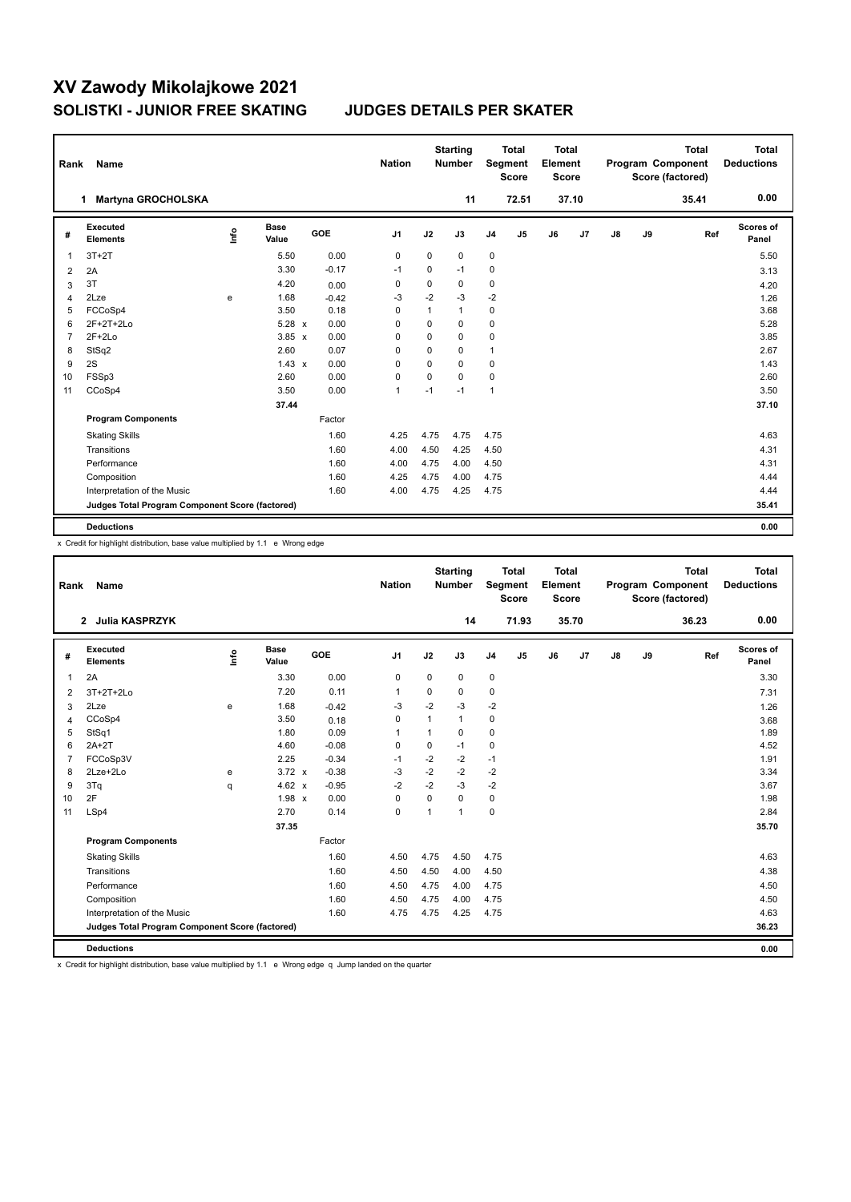# XV Zawody Mikolajkowe 2021

## SOLISTKI - JUNIOR FREE SKATING JUDGES DETAILS PER SKATER

| Rank | Name | Nation | Starting Number | Total Segment Score | Total Element Score | Total Program Component Score (factored) | Total Deductions |
|---|---|---|---|---|---|---|---|
| 1 | Martyna GROCHOLSKA | | 11 | 72.51 | 37.10 | 35.41 | 0.00 |

| # | Executed Elements | Info | Base Value | | GOE | J1 | J2 | J3 | J4 | J5 | J6 | J7 | J8 | J9 | Ref | Scores of Panel |
|---|---|---|---|---|---|---|---|---|---|---|---|---|---|---|---|---|
| 1 | 3T+2T | | 5.50 | | 0.00 | 0 | 0 | 0 | 0 | | | | | | | 5.50 |
| 2 | 2A | | 3.30 | | -0.17 | -1 | 0 | -1 | 0 | | | | | | | 3.13 |
| 3 | 3T | | 4.20 | | 0.00 | 0 | 0 | 0 | 0 | | | | | | | 4.20 |
| 4 | 2Lze | e | 1.68 | | -0.42 | -3 | -2 | -3 | -2 | | | | | | | 1.26 |
| 5 | FCCoSp4 | | 3.50 | | 0.18 | 0 | 1 | 1 | 0 | | | | | | | 3.68 |
| 6 | 2F+2T+2Lo | | 5.28 | x | 0.00 | 0 | 0 | 0 | 0 | | | | | | | 5.28 |
| 7 | 2F+2Lo | | 3.85 | x | 0.00 | 0 | 0 | 0 | 0 | | | | | | | 3.85 |
| 8 | StSq2 | | 2.60 | | 0.07 | 0 | 0 | 0 | 1 | | | | | | | 2.67 |
| 9 | 2S | | 1.43 | x | 0.00 | 0 | 0 | 0 | 0 | | | | | | | 1.43 |
| 10 | FSSp3 | | 2.60 | | 0.00 | 0 | 0 | 0 | 0 | | | | | | | 2.60 |
| 11 | CCoSp4 | | 3.50 | | 0.00 | 1 | -1 | -1 | 1 | | | | | | | 3.50 |
| | | | 37.44 | | | | | | | | | | | | | 37.10 |
| | **Program Components** | | | | Factor | | | | | | | | | | | |
| | Skating Skills | | | | 1.60 | 4.25 | 4.75 | 4.75 | 4.75 | | | | | | | 4.63 |
| | Transitions | | | | 1.60 | 4.00 | 4.50 | 4.25 | 4.50 | | | | | | | 4.31 |
| | Performance | | | | 1.60 | 4.00 | 4.75 | 4.00 | 4.50 | | | | | | | 4.31 |
| | Composition | | | | 1.60 | 4.25 | 4.75 | 4.00 | 4.75 | | | | | | | 4.44 |
| | Interpretation of the Music | | | | 1.60 | 4.00 | 4.75 | 4.25 | 4.75 | | | | | | | 4.44 |
| | **Judges Total Program Component Score (factored)** | | | | | | | | | | | | | | | 35.41 |
| | **Deductions** | | | | | | | | | | | | | | | 0.00 |

x Credit for highlight distribution, base value multiplied by 1.1 e Wrong edge

| Rank | Name | Nation | Starting Number | Total Segment Score | Total Element Score | Total Program Component Score (factored) | Total Deductions |
|---|---|---|---|---|---|---|---|
| 2 | Julia KASPRZYK | | 14 | 71.93 | 35.70 | 36.23 | 0.00 |

| # | Executed Elements | Info | Base Value | | GOE | J1 | J2 | J3 | J4 | J5 | J6 | J7 | J8 | J9 | Ref | Scores of Panel |
|---|---|---|---|---|---|---|---|---|---|---|---|---|---|---|---|---|
| 1 | 2A | | 3.30 | | 0.00 | 0 | 0 | 0 | 0 | | | | | | | 3.30 |
| 2 | 3T+2T+2Lo | | 7.20 | | 0.11 | 1 | 0 | 0 | 0 | | | | | | | 7.31 |
| 3 | 2Lze | e | 1.68 | | -0.42 | -3 | -2 | -3 | -2 | | | | | | | 1.26 |
| 4 | CCoSp4 | | 3.50 | | 0.18 | 0 | 1 | 1 | 0 | | | | | | | 3.68 |
| 5 | StSq1 | | 1.80 | | 0.09 | 1 | 1 | 0 | 0 | | | | | | | 1.89 |
| 6 | 2A+2T | | 4.60 | | -0.08 | 0 | 0 | -1 | 0 | | | | | | | 4.52 |
| 7 | FCCoSp3V | | 2.25 | | -0.34 | -1 | -2 | -2 | -1 | | | | | | | 1.91 |
| 8 | 2Lze+2Lo | e | 3.72 | x | -0.38 | -3 | -2 | -2 | -2 | | | | | | | 3.34 |
| 9 | 3Tq | q | 4.62 | x | -0.95 | -2 | -2 | -3 | -2 | | | | | | | 3.67 |
| 10 | 2F | | 1.98 | x | 0.00 | 0 | 0 | 0 | 0 | | | | | | | 1.98 |
| 11 | LSp4 | | 2.70 | | 0.14 | 0 | 1 | 1 | 0 | | | | | | | 2.84 |
| | | | 37.35 | | | | | | | | | | | | | 35.70 |
| | **Program Components** | | | | Factor | | | | | | | | | | | |
| | Skating Skills | | | | 1.60 | 4.50 | 4.75 | 4.50 | 4.75 | | | | | | | 4.63 |
| | Transitions | | | | 1.60 | 4.50 | 4.50 | 4.00 | 4.50 | | | | | | | 4.38 |
| | Performance | | | | 1.60 | 4.50 | 4.75 | 4.00 | 4.75 | | | | | | | 4.50 |
| | Composition | | | | 1.60 | 4.50 | 4.75 | 4.00 | 4.75 | | | | | | | 4.50 |
| | Interpretation of the Music | | | | 1.60 | 4.75 | 4.75 | 4.25 | 4.75 | | | | | | | 4.63 |
| | **Judges Total Program Component Score (factored)** | | | | | | | | | | | | | | | 36.23 |
| | **Deductions** | | | | | | | | | | | | | | | 0.00 |

x Credit for highlight distribution, base value multiplied by 1.1 e Wrong edge q Jump landed on the quarter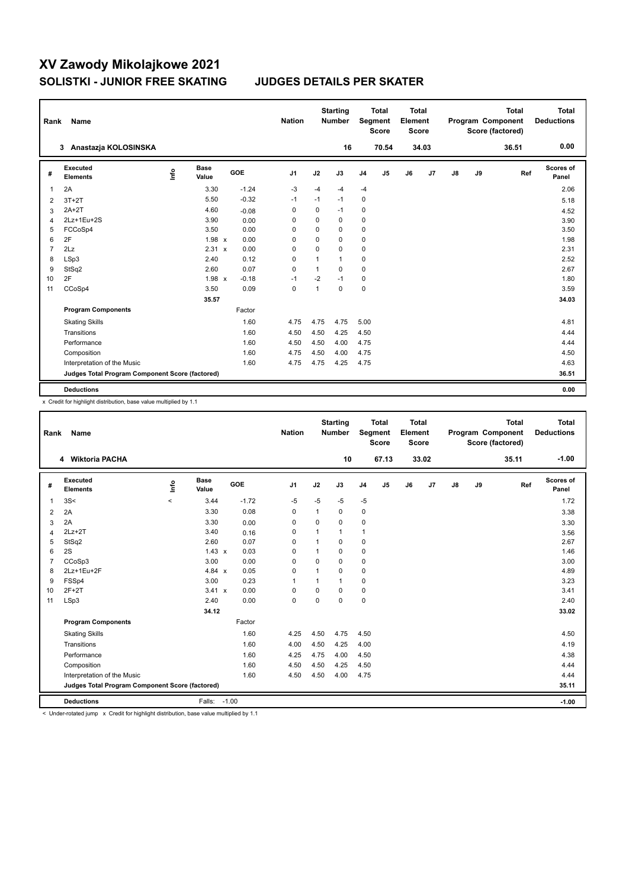# XV Zawody Mikolajkowe 2021

## SOLISTKI - JUNIOR FREE SKATING JUDGES DETAILS PER SKATER

| Rank | Name | Nation | Starting Number | Total Segment Score | Total Element Score | Total Program Component Score (factored) | Total Deductions |
|---|---|---|---|---|---|---|---|
| 3 | Anastazja KOLOSINSKA | | 16 | 70.54 | 34.03 | 36.51 | 0.00 |

| # | Executed Elements | Info | Base Value | | GOE | J1 | J2 | J3 | J4 | J5 | J6 | J7 | J8 | J9 | Ref | Scores of Panel |
|---|---|---|---|---|---|---|---|---|---|---|---|---|---|---|---|---|
| 1 | 2A | | 3.30 | | -1.24 | -3 | -4 | -4 | -4 | | | | | | | 2.06 |
| 2 | 3T+2T | | 5.50 | | -0.32 | -1 | -1 | -1 | 0 | | | | | | | 5.18 |
| 3 | 2A+2T | | 4.60 | | -0.08 | 0 | 0 | -1 | 0 | | | | | | | 4.52 |
| 4 | 2Lz+1Eu+2S | | 3.90 | | 0.00 | 0 | 0 | 0 | 0 | | | | | | | 3.90 |
| 5 | FCCoSp4 | | 3.50 | | 0.00 | 0 | 0 | 0 | 0 | | | | | | | 3.50 |
| 6 | 2F | | 1.98 | x | 0.00 | 0 | 0 | 0 | 0 | | | | | | | 1.98 |
| 7 | 2Lz | | 2.31 | x | 0.00 | 0 | 0 | 0 | 0 | | | | | | | 2.31 |
| 8 | LSp3 | | 2.40 | | 0.12 | 0 | 1 | 1 | 0 | | | | | | | 2.52 |
| 9 | StSq2 | | 2.60 | | 0.07 | 0 | 1 | 0 | 0 | | | | | | | 2.67 |
| 10 | 2F | | 1.98 | x | -0.18 | -1 | -2 | -1 | 0 | | | | | | | 1.80 |
| 11 | CCoSp4 | | 3.50 | | 0.09 | 0 | 1 | 0 | 0 | | | | | | | 3.59 |
| | | | 35.57 | | | | | | | | | | | | | 34.03 |
| | **Program Components** | | | | Factor | | | | | | | | | | | |
| | Skating Skills | | | | 1.60 | 4.75 | 4.75 | 4.75 | 5.00 | | | | | | | 4.81 |
| | Transitions | | | | 1.60 | 4.50 | 4.50 | 4.25 | 4.50 | | | | | | | 4.44 |
| | Performance | | | | 1.60 | 4.50 | 4.50 | 4.00 | 4.75 | | | | | | | 4.44 |
| | Composition | | | | 1.60 | 4.75 | 4.50 | 4.00 | 4.75 | | | | | | | 4.50 |
| | Interpretation of the Music | | | | 1.60 | 4.75 | 4.75 | 4.25 | 4.75 | | | | | | | 4.63 |
| | **Judges Total Program Component Score (factored)** | | | | | | | | | | | | | | | 36.51 |
| | **Deductions** | | | | | | | | | | | | | | | 0.00 |

x Credit for highlight distribution, base value multiplied by 1.1

| Rank | Name | Nation | Starting Number | Total Segment Score | Total Element Score | Total Program Component Score (factored) | Total Deductions |
|---|---|---|---|---|---|---|---|
| 4 | Wiktoria PACHA | | 10 | 67.13 | 33.02 | 35.11 | -1.00 |

| # | Executed Elements | Info | Base Value | | GOE | J1 | J2 | J3 | J4 | J5 | J6 | J7 | J8 | J9 | Ref | Scores of Panel |
|---|---|---|---|---|---|---|---|---|---|---|---|---|---|---|---|---|
| 1 | 3S< | < | 3.44 | | -1.72 | -5 | -5 | -5 | -5 | | | | | | | 1.72 |
| 2 | 2A | | 3.30 | | 0.08 | 0 | 1 | 0 | 0 | | | | | | | 3.38 |
| 3 | 2A | | 3.30 | | 0.00 | 0 | 0 | 0 | 0 | | | | | | | 3.30 |
| 4 | 2Lz+2T | | 3.40 | | 0.16 | 0 | 1 | 1 | 1 | | | | | | | 3.56 |
| 5 | StSq2 | | 2.60 | | 0.07 | 0 | 1 | 0 | 0 | | | | | | | 2.67 |
| 6 | 2S | | 1.43 | x | 0.03 | 0 | 1 | 0 | 0 | | | | | | | 1.46 |
| 7 | CCoSp3 | | 3.00 | | 0.00 | 0 | 0 | 0 | 0 | | | | | | | 3.00 |
| 8 | 2Lz+1Eu+2F | | 4.84 | x | 0.05 | 0 | 1 | 0 | 0 | | | | | | | 4.89 |
| 9 | FSSp4 | | 3.00 | | 0.23 | 1 | 1 | 1 | 0 | | | | | | | 3.23 |
| 10 | 2F+2T | | 3.41 | x | 0.00 | 0 | 0 | 0 | 0 | | | | | | | 3.41 |
| 11 | LSp3 | | 2.40 | | 0.00 | 0 | 0 | 0 | 0 | | | | | | | 2.40 |
| | | | 34.12 | | | | | | | | | | | | | 33.02 |
| | **Program Components** | | | | Factor | | | | | | | | | | | |
| | Skating Skills | | | | 1.60 | 4.25 | 4.50 | 4.75 | 4.50 | | | | | | | 4.50 |
| | Transitions | | | | 1.60 | 4.00 | 4.50 | 4.25 | 4.00 | | | | | | | 4.19 |
| | Performance | | | | 1.60 | 4.25 | 4.75 | 4.00 | 4.50 | | | | | | | 4.38 |
| | Composition | | | | 1.60 | 4.50 | 4.50 | 4.25 | 4.50 | | | | | | | 4.44 |
| | Interpretation of the Music | | | | 1.60 | 4.50 | 4.50 | 4.00 | 4.75 | | | | | | | 4.44 |
| | **Judges Total Program Component Score (factored)** | | | | | | | | | | | | | | | 35.11 |
| | **Deductions** | | Falls: -1.00 | | | | | | | | | | | | | -1.00 |

< Under-rotated jump x Credit for highlight distribution, base value multiplied by 1.1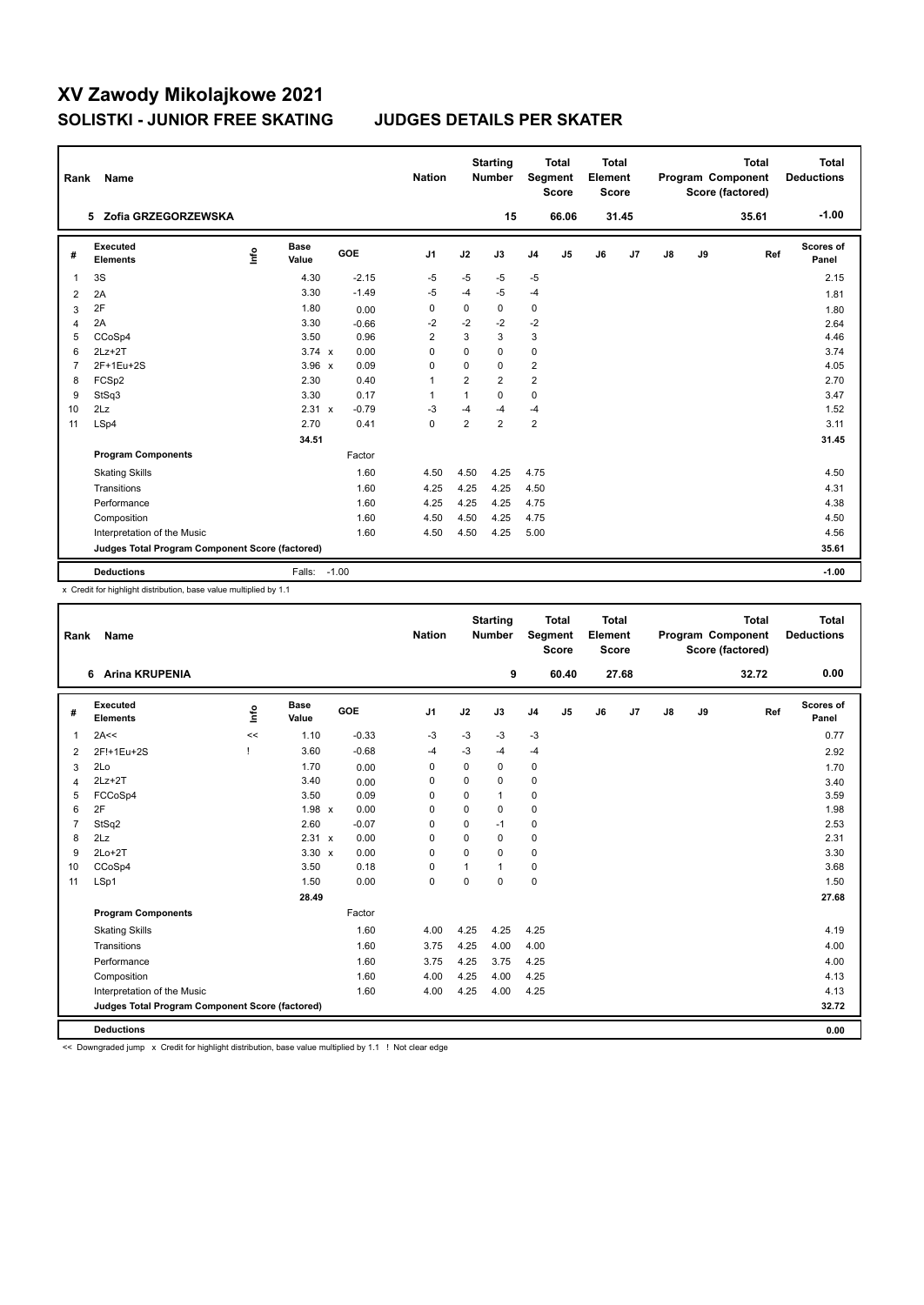# XV Zawody Mikolajkowe 2021

## SOLISTKI - JUNIOR FREE SKATING JUDGES DETAILS PER SKATER

| Rank | Name | Nation | Starting Number | Total Segment Score | Total Element Score | Total Program Component Score (factored) | Total Deductions |
|---|---|---|---|---|---|---|---|
| 5 | Zofia GRZEGORZEWSKA | | 15 | 66.06 | 31.45 | 35.61 | -1.00 |

| # | Executed Elements | Info | Base Value | | GOE | J1 | J2 | J3 | J4 | J5 | J6 | J7 | J8 | J9 | Ref | Scores of Panel |
|---|---|---|---|---|---|---|---|---|---|---|---|---|---|---|---|---|
| 1 | 3S | | 4.30 | | -2.15 | -5 | -5 | -5 | -5 | | | | | | | 2.15 |
| 2 | 2A | | 3.30 | | -1.49 | -5 | -4 | -5 | -4 | | | | | | | 1.81 |
| 3 | 2F | | 1.80 | | 0.00 | 0 | 0 | 0 | 0 | | | | | | | 1.80 |
| 4 | 2A | | 3.30 | | -0.66 | -2 | -2 | -2 | -2 | | | | | | | 2.64 |
| 5 | CCoSp4 | | 3.50 | | 0.96 | 2 | 3 | 3 | 3 | | | | | | | 4.46 |
| 6 | 2Lz+2T | | 3.74 | x | 0.00 | 0 | 0 | 0 | 0 | | | | | | | 3.74 |
| 7 | 2F+1Eu+2S | | 3.96 | x | 0.09 | 0 | 0 | 0 | 2 | | | | | | | 4.05 |
| 8 | FCSp2 | | 2.30 | | 0.40 | 1 | 2 | 2 | 2 | | | | | | | 2.70 |
| 9 | StSq3 | | 3.30 | | 0.17 | 1 | 1 | 0 | 0 | | | | | | | 3.47 |
| 10 | 2Lz | | 2.31 | x | -0.79 | -3 | -4 | -4 | -4 | | | | | | | 1.52 |
| 11 | LSp4 | | 2.70 | | 0.41 | 0 | 2 | 2 | 2 | | | | | | | 3.11 |
| | | | 34.51 | | | | | | | | | | | | | 31.45 |
| | **Program Components** | | | | Factor | | | | | | | | | | | |
| | Skating Skills | | | | 1.60 | 4.50 | 4.50 | 4.25 | 4.75 | | | | | | | 4.50 |
| | Transitions | | | | 1.60 | 4.25 | 4.25 | 4.25 | 4.50 | | | | | | | 4.31 |
| | Performance | | | | 1.60 | 4.25 | 4.25 | 4.25 | 4.75 | | | | | | | 4.38 |
| | Composition | | | | 1.60 | 4.50 | 4.50 | 4.25 | 4.75 | | | | | | | 4.50 |
| | Interpretation of the Music | | | | 1.60 | 4.50 | 4.50 | 4.25 | 5.00 | | | | | | | 4.56 |
| | **Judges Total Program Component Score (factored)** | | | | | | | | | | | | | | | 35.61 |
| | **Deductions** | | Falls: | | -1.00 | | | | | | | | | | | -1.00 |

x Credit for highlight distribution, base value multiplied by 1.1

| Rank | Name | Nation | Starting Number | Total Segment Score | Total Element Score | Total Program Component Score (factored) | Total Deductions |
|---|---|---|---|---|---|---|---|
| 6 | Arina KRUPENIA | | 9 | 60.40 | 27.68 | 32.72 | 0.00 |

| # | Executed Elements | Info | Base Value | | GOE | J1 | J2 | J3 | J4 | J5 | J6 | J7 | J8 | J9 | Ref | Scores of Panel |
|---|---|---|---|---|---|---|---|---|---|---|---|---|---|---|---|---|
| 1 | 2A<< | << | 1.10 | | -0.33 | -3 | -3 | -3 | -3 | | | | | | | 0.77 |
| 2 | 2F!+1Eu+2S | ! | 3.60 | | -0.68 | -4 | -3 | -4 | -4 | | | | | | | 2.92 |
| 3 | 2Lo | | 1.70 | | 0.00 | 0 | 0 | 0 | 0 | | | | | | | 1.70 |
| 4 | 2Lz+2T | | 3.40 | | 0.00 | 0 | 0 | 0 | 0 | | | | | | | 3.40 |
| 5 | FCCoSp4 | | 3.50 | | 0.09 | 0 | 0 | 1 | 0 | | | | | | | 3.59 |
| 6 | 2F | | 1.98 | x | 0.00 | 0 | 0 | 0 | 0 | | | | | | | 1.98 |
| 7 | StSq2 | | 2.60 | | -0.07 | 0 | 0 | -1 | 0 | | | | | | | 2.53 |
| 8 | 2Lz | | 2.31 | x | 0.00 | 0 | 0 | 0 | 0 | | | | | | | 2.31 |
| 9 | 2Lo+2T | | 3.30 | x | 0.00 | 0 | 0 | 0 | 0 | | | | | | | 3.30 |
| 10 | CCoSp4 | | 3.50 | | 0.18 | 0 | 1 | 1 | 0 | | | | | | | 3.68 |
| 11 | LSp1 | | 1.50 | | 0.00 | 0 | 0 | 0 | 0 | | | | | | | 1.50 |
| | | | 28.49 | | | | | | | | | | | | | 27.68 |
| | **Program Components** | | | | Factor | | | | | | | | | | | |
| | Skating Skills | | | | 1.60 | 4.00 | 4.25 | 4.25 | 4.25 | | | | | | | 4.19 |
| | Transitions | | | | 1.60 | 3.75 | 4.25 | 4.00 | 4.00 | | | | | | | 4.00 |
| | Performance | | | | 1.60 | 3.75 | 4.25 | 3.75 | 4.25 | | | | | | | 4.00 |
| | Composition | | | | 1.60 | 4.00 | 4.25 | 4.00 | 4.25 | | | | | | | 4.13 |
| | Interpretation of the Music | | | | 1.60 | 4.00 | 4.25 | 4.00 | 4.25 | | | | | | | 4.13 |
| | **Judges Total Program Component Score (factored)** | | | | | | | | | | | | | | | 32.72 |
| | **Deductions** | | | | | | | | | | | | | | | 0.00 |

<< Downgraded jump x Credit for highlight distribution, base value multiplied by 1.1 ! Not clear edge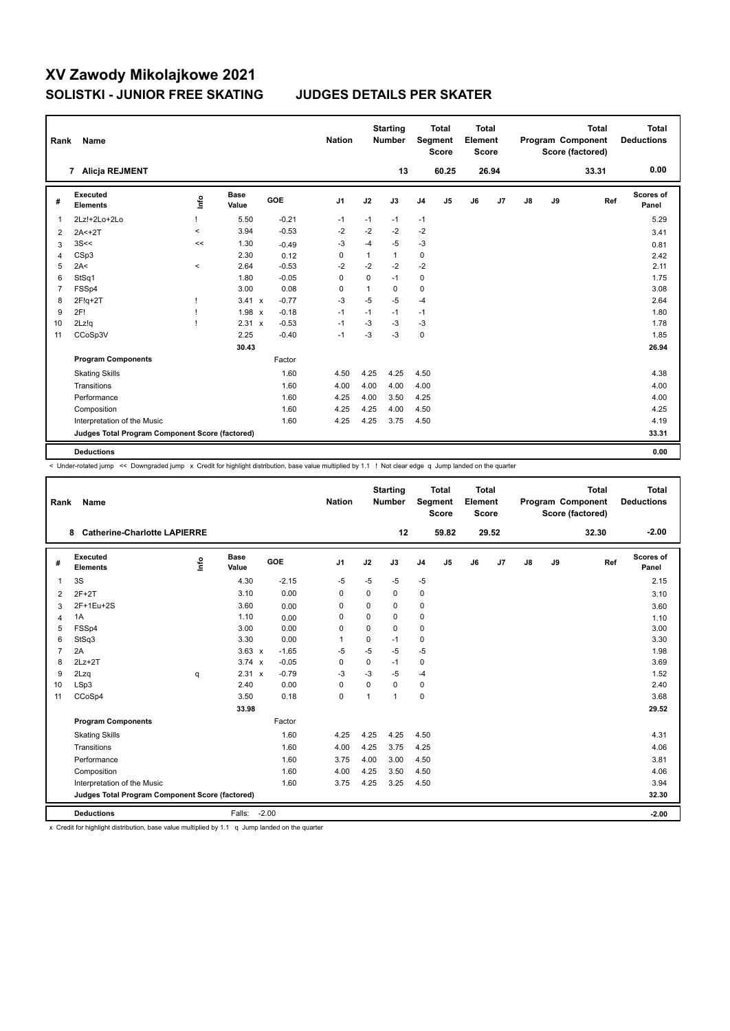# XV Zawody Mikolajkowe 2021

## SOLISTKI - JUNIOR FREE SKATING        JUDGES DETAILS PER SKATER

| Rank | Name | Nation | Starting Number | Total Segment Score | Total Element Score | Total Program Component Score (factored) | Total Deductions |
|---|---|---|---|---|---|---|---|
| 7 | Alicja REJMENT | | 13 | 60.25 | 26.94 | 33.31 | 0.00 |

| # | Executed Elements | Info | Base Value | | GOE | J1 | J2 | J3 | J4 | J5 | J6 | J7 | J8 | J9 | Ref | Scores of Panel |
|---|---|---|---|---|---|---|---|---|---|---|---|---|---|---|---|---|
| 1 | 2Lz!+2Lo+2Lo | ! | 5.50 | | -0.21 | -1 | -1 | -1 | -1 | | | | | | | 5.29 |
| 2 | 2A<+2T | < | 3.94 | | -0.53 | -2 | -2 | -2 | -2 | | | | | | | 3.41 |
| 3 | 3S<< | << | 1.30 | | -0.49 | -3 | -4 | -5 | -3 | | | | | | | 0.81 |
| 4 | CSp3 | | 2.30 | | 0.12 | 0 | 1 | 1 | 0 | | | | | | | 2.42 |
| 5 | 2A< | < | 2.64 | | -0.53 | -2 | -2 | -2 | -2 | | | | | | | 2.11 |
| 6 | StSq1 | | 1.80 | | -0.05 | 0 | 0 | -1 | 0 | | | | | | | 1.75 |
| 7 | FSSp4 | | 3.00 | | 0.08 | 0 | 1 | 0 | 0 | | | | | | | 3.08 |
| 8 | 2F!q+2T | ! | 3.41 | x | -0.77 | -3 | -5 | -5 | -4 | | | | | | | 2.64 |
| 9 | 2F! | ! | 1.98 | x | -0.18 | -1 | -1 | -1 | -1 | | | | | | | 1.80 |
| 10 | 2Lz!q | ! | 2.31 | x | -0.53 | -1 | -3 | -3 | -3 | | | | | | | 1.78 |
| 11 | CCoSp3V | | 2.25 | | -0.40 | -1 | -3 | -3 | 0 | | | | | | | 1.85 |
| | | | 30.43 | | | | | | | | | | | | | 26.94 |
| | **Program Components** | | | | Factor | | | | | | | | | | | |
| | Skating Skills | | | | 1.60 | 4.50 | 4.25 | 4.25 | 4.50 | | | | | | | 4.38 |
| | Transitions | | | | 1.60 | 4.00 | 4.00 | 4.00 | 4.00 | | | | | | | 4.00 |
| | Performance | | | | 1.60 | 4.25 | 4.00 | 3.50 | 4.25 | | | | | | | 4.00 |
| | Composition | | | | 1.60 | 4.25 | 4.25 | 4.00 | 4.50 | | | | | | | 4.25 |
| | Interpretation of the Music | | | | 1.60 | 4.25 | 4.25 | 3.75 | 4.50 | | | | | | | 4.19 |
| | **Judges Total Program Component Score (factored)** | | | | | | | | | | | | | | | 33.31 |
| | **Deductions** | | | | | | | | | | | | | | | 0.00 |

< Under-rotated jump << Downgraded jump x Credit for highlight distribution, base value multiplied by 1.1 ! Not clear edge q Jump landed on the quarter

| Rank | Name | Nation | Starting Number | Total Segment Score | Total Element Score | Total Program Component Score (factored) | Total Deductions |
|---|---|---|---|---|---|---|---|
| 8 | Catherine-Charlotte LAPIERRE | | 12 | 59.82 | 29.52 | 32.30 | -2.00 |

| # | Executed Elements | Info | Base Value | | GOE | J1 | J2 | J3 | J4 | J5 | J6 | J7 | J8 | J9 | Ref | Scores of Panel |
|---|---|---|---|---|---|---|---|---|---|---|---|---|---|---|---|---|
| 1 | 3S | | 4.30 | | -2.15 | -5 | -5 | -5 | -5 | | | | | | | 2.15 |
| 2 | 2F+2T | | 3.10 | | 0.00 | 0 | 0 | 0 | 0 | | | | | | | 3.10 |
| 3 | 2F+1Eu+2S | | 3.60 | | 0.00 | 0 | 0 | 0 | 0 | | | | | | | 3.60 |
| 4 | 1A | | 1.10 | | 0.00 | 0 | 0 | 0 | 0 | | | | | | | 1.10 |
| 5 | FSSp4 | | 3.00 | | 0.00 | 0 | 0 | 0 | 0 | | | | | | | 3.00 |
| 6 | StSq3 | | 3.30 | | 0.00 | 1 | 0 | -1 | 0 | | | | | | | 3.30 |
| 7 | 2A | | 3.63 | x | -1.65 | -5 | -5 | -5 | -5 | | | | | | | 1.98 |
| 8 | 2Lz+2T | | 3.74 | x | -0.05 | 0 | 0 | -1 | 0 | | | | | | | 3.69 |
| 9 | 2Lzq | q | 2.31 | x | -0.79 | -3 | -3 | -5 | -4 | | | | | | | 1.52 |
| 10 | LSp3 | | 2.40 | | 0.00 | 0 | 0 | 0 | 0 | | | | | | | 2.40 |
| 11 | CCoSp4 | | 3.50 | | 0.18 | 0 | 1 | 1 | 0 | | | | | | | 3.68 |
| | | | 33.98 | | | | | | | | | | | | | 29.52 |
| | **Program Components** | | | | Factor | | | | | | | | | | | |
| | Skating Skills | | | | 1.60 | 4.25 | 4.25 | 4.25 | 4.50 | | | | | | | 4.31 |
| | Transitions | | | | 1.60 | 4.00 | 4.25 | 3.75 | 4.25 | | | | | | | 4.06 |
| | Performance | | | | 1.60 | 3.75 | 4.00 | 3.00 | 4.50 | | | | | | | 3.81 |
| | Composition | | | | 1.60 | 4.00 | 4.25 | 3.50 | 4.50 | | | | | | | 4.06 |
| | Interpretation of the Music | | | | 1.60 | 3.75 | 4.25 | 3.25 | 4.50 | | | | | | | 3.94 |
| | **Judges Total Program Component Score (factored)** | | | | | | | | | | | | | | | 32.30 |
| | **Deductions** | | Falls: | | -2.00 | | | | | | | | | | | -2.00 |

x Credit for highlight distribution, base value multiplied by 1.1 q Jump landed on the quarter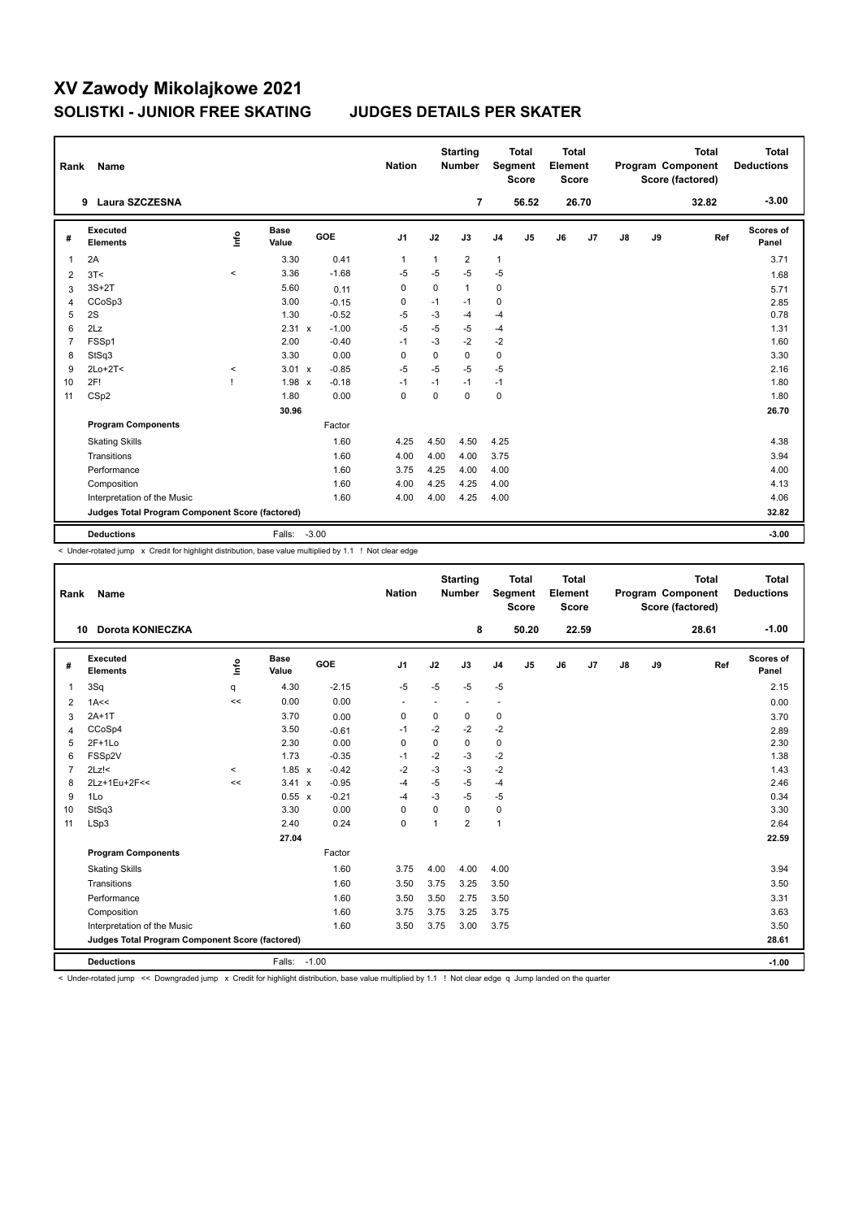# XV Zawody Mikolajkowe 2021

## SOLISTKI - JUNIOR FREE SKATING　　JUDGES DETAILS PER SKATER

| Rank | Name | Nation | Starting Number | Total Segment Score | Total Element Score | Total Program Component Score (factored) | Total Deductions |
|---|---|---|---|---|---|---|---|
| 9 | Laura SZCZESNA | | 7 | 56.52 | 26.70 | 32.82 | -3.00 |

| # | Executed Elements | Info | Base Value | | GOE | J1 | J2 | J3 | J4 | J5 | J6 | J7 | J8 | J9 | Ref | Scores of Panel |
|---|---|---|---|---|---|---|---|---|---|---|---|---|---|---|---|---|
| 1 | 2A | | 3.30 | | 0.41 | 1 | 1 | 2 | 1 | | | | | | | 3.71 |
| 2 | 3T< | < | 3.36 | | -1.68 | -5 | -5 | -5 | -5 | | | | | | | 1.68 |
| 3 | 3S+2T | | 5.60 | | 0.11 | 0 | 0 | 1 | 0 | | | | | | | 5.71 |
| 4 | CCoSp3 | | 3.00 | | -0.15 | 0 | -1 | -1 | 0 | | | | | | | 2.85 |
| 5 | 2S | | 1.30 | | -0.52 | -5 | -3 | -4 | -4 | | | | | | | 0.78 |
| 6 | 2Lz | | 2.31 | x | -1.00 | -5 | -5 | -5 | -4 | | | | | | | 1.31 |
| 7 | FSSp1 | | 2.00 | | -0.40 | -1 | -3 | -2 | -2 | | | | | | | 1.60 |
| 8 | StSq3 | | 3.30 | | 0.00 | 0 | 0 | 0 | 0 | | | | | | | 3.30 |
| 9 | 2Lo+2T< | < | 3.01 | x | -0.85 | -5 | -5 | -5 | -5 | | | | | | | 2.16 |
| 10 | 2F! | ! | 1.98 | x | -0.18 | -1 | -1 | -1 | -1 | | | | | | | 1.80 |
| 11 | CSp2 | | 1.80 | | 0.00 | 0 | 0 | 0 | 0 | | | | | | | 1.80 |
| | | | 30.96 | | | | | | | | | | | | | 26.70 |
| | **Program Components** | | | | Factor | | | | | | | | | | | |
| | Skating Skills | | | | 1.60 | 4.25 | 4.50 | 4.50 | 4.25 | | | | | | | 4.38 |
| | Transitions | | | | 1.60 | 4.00 | 4.00 | 4.00 | 3.75 | | | | | | | 3.94 |
| | Performance | | | | 1.60 | 3.75 | 4.25 | 4.00 | 4.00 | | | | | | | 4.00 |
| | Composition | | | | 1.60 | 4.00 | 4.25 | 4.25 | 4.00 | | | | | | | 4.13 |
| | Interpretation of the Music | | | | 1.60 | 4.00 | 4.00 | 4.25 | 4.00 | | | | | | | 4.06 |
| | **Judges Total Program Component Score (factored)** | | | | | | | | | | | | | | | 32.82 |
| | **Deductions** | | Falls: | | -3.00 | | | | | | | | | | | -3.00 |

< Under-rotated jump x Credit for highlight distribution, base value multiplied by 1.1 ! Not clear edge

| Rank | Name | Nation | Starting Number | Total Segment Score | Total Element Score | Total Program Component Score (factored) | Total Deductions |
|---|---|---|---|---|---|---|---|
| 10 | Dorota KONIECZKA | | 8 | 50.20 | 22.59 | 28.61 | -1.00 |

| # | Executed Elements | Info | Base Value | | GOE | J1 | J2 | J3 | J4 | J5 | J6 | J7 | J8 | J9 | Ref | Scores of Panel |
|---|---|---|---|---|---|---|---|---|---|---|---|---|---|---|---|---|
| 1 | 3Sq | q | 4.30 | | -2.15 | -5 | -5 | -5 | -5 | | | | | | | 2.15 |
| 2 | 1A<< | << | 0.00 | | 0.00 | - | - | - | - | | | | | | | 0.00 |
| 3 | 2A+1T | | 3.70 | | 0.00 | 0 | 0 | 0 | 0 | | | | | | | 3.70 |
| 4 | CCoSp4 | | 3.50 | | -0.61 | -1 | -2 | -2 | -2 | | | | | | | 2.89 |
| 5 | 2F+1Lo | | 2.30 | | 0.00 | 0 | 0 | 0 | 0 | | | | | | | 2.30 |
| 6 | FSSp2V | | 1.73 | | -0.35 | -1 | -2 | -3 | -2 | | | | | | | 1.38 |
| 7 | 2Lz!< | < | 1.85 | x | -0.42 | -2 | -3 | -3 | -2 | | | | | | | 1.43 |
| 8 | 2Lz+1Eu+2F<< | << | 3.41 | x | -0.95 | -4 | -5 | -5 | -4 | | | | | | | 2.46 |
| 9 | 1Lo | | 0.55 | x | -0.21 | -4 | -3 | -5 | -5 | | | | | | | 0.34 |
| 10 | StSq3 | | 3.30 | | 0.00 | 0 | 0 | 0 | 0 | | | | | | | 3.30 |
| 11 | LSp3 | | 2.40 | | 0.24 | 0 | 1 | 2 | 1 | | | | | | | 2.64 |
| | | | 27.04 | | | | | | | | | | | | | 22.59 |
| | **Program Components** | | | | Factor | | | | | | | | | | | |
| | Skating Skills | | | | 1.60 | 3.75 | 4.00 | 4.00 | 4.00 | | | | | | | 3.94 |
| | Transitions | | | | 1.60 | 3.50 | 3.75 | 3.25 | 3.50 | | | | | | | 3.50 |
| | Performance | | | | 1.60 | 3.50 | 3.50 | 2.75 | 3.50 | | | | | | | 3.31 |
| | Composition | | | | 1.60 | 3.75 | 3.75 | 3.25 | 3.75 | | | | | | | 3.63 |
| | Interpretation of the Music | | | | 1.60 | 3.50 | 3.75 | 3.00 | 3.75 | | | | | | | 3.50 |
| | **Judges Total Program Component Score (factored)** | | | | | | | | | | | | | | | 28.61 |
| | **Deductions** | | Falls: | | -1.00 | | | | | | | | | | | -1.00 |

< Under-rotated jump << Downgraded jump x Credit for highlight distribution, base value multiplied by 1.1 ! Not clear edge q Jump landed on the quarter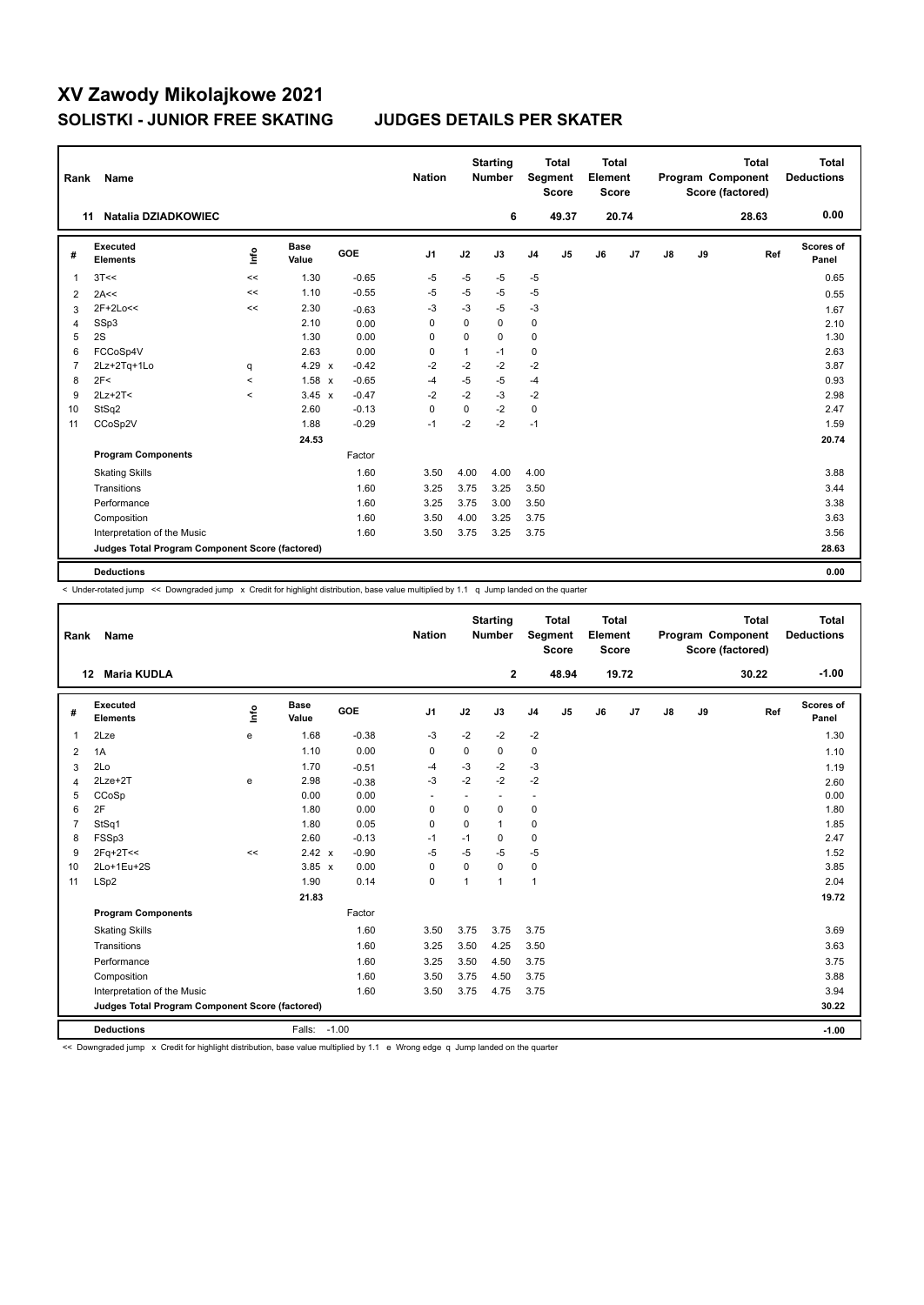# XV Zawody Mikolajkowe 2021

## SOLISTKI - JUNIOR FREE SKATING　　JUDGES DETAILS PER SKATER

| Rank | Name | Nation | Starting Number | Total Segment Score | Total Element Score | Total Program Component Score (factored) | Total Deductions |
|---|---|---|---|---|---|---|---|
| 11 | Natalia DZIADKOWIEC | | 6 | 49.37 | 20.74 | 28.63 | 0.00 |

| # | Executed Elements | Info | Base Value | | GOE | J1 | J2 | J3 | J4 | J5 | J6 | J7 | J8 | J9 | Ref | Scores of Panel |
|---|---|---|---|---|---|---|---|---|---|---|---|---|---|---|---|---|
| 1 | 3T<< | << | 1.30 | | -0.65 | -5 | -5 | -5 | -5 | | | | | | | 0.65 |
| 2 | 2A<< | << | 1.10 | | -0.55 | -5 | -5 | -5 | -5 | | | | | | | 0.55 |
| 3 | 2F+2Lo<< | << | 2.30 | | -0.63 | -3 | -3 | -5 | -3 | | | | | | | 1.67 |
| 4 | SSp3 | | 2.10 | | 0.00 | 0 | 0 | 0 | 0 | | | | | | | 2.10 |
| 5 | 2S | | 1.30 | | 0.00 | 0 | 0 | 0 | 0 | | | | | | | 1.30 |
| 6 | FCCoSp4V | | 2.63 | | 0.00 | 0 | 1 | -1 | 0 | | | | | | | 2.63 |
| 7 | 2Lz+2Tq+1Lo | q | 4.29 | x | -0.42 | -2 | -2 | -2 | -2 | | | | | | | 3.87 |
| 8 | 2F< | < | 1.58 | x | -0.65 | -4 | -5 | -5 | -4 | | | | | | | 0.93 |
| 9 | 2Lz+2T< | < | 3.45 | x | -0.47 | -2 | -2 | -3 | -2 | | | | | | | 2.98 |
| 10 | StSq2 | | 2.60 | | -0.13 | 0 | 0 | -2 | 0 | | | | | | | 2.47 |
| 11 | CCoSp2V | | 1.88 | | -0.29 | -1 | -2 | -2 | -1 | | | | | | | 1.59 |
| | | | 24.53 | | | | | | | | | | | | | 20.74 |
| | **Program Components** | | | | Factor | | | | | | | | | | | |
| | Skating Skills | | | | 1.60 | 3.50 | 4.00 | 4.00 | 4.00 | | | | | | | 3.88 |
| | Transitions | | | | 1.60 | 3.25 | 3.75 | 3.25 | 3.50 | | | | | | | 3.44 |
| | Performance | | | | 1.60 | 3.25 | 3.75 | 3.00 | 3.50 | | | | | | | 3.38 |
| | Composition | | | | 1.60 | 3.50 | 4.00 | 3.25 | 3.75 | | | | | | | 3.63 |
| | Interpretation of the Music | | | | 1.60 | 3.50 | 3.75 | 3.25 | 3.75 | | | | | | | 3.56 |
| | **Judges Total Program Component Score (factored)** | | | | | | | | | | | | | | | 28.63 |
| | **Deductions** | | | | | | | | | | | | | | | 0.00 |

< Under-rotated jump << Downgraded jump x Credit for highlight distribution, base value multiplied by 1.1 q Jump landed on the quarter

| Rank | Name | Nation | Starting Number | Total Segment Score | Total Element Score | Total Program Component Score (factored) | Total Deductions |
|---|---|---|---|---|---|---|---|
| 12 | Maria KUDLA | | 2 | 48.94 | 19.72 | 30.22 | -1.00 |

| # | Executed Elements | Info | Base Value | | GOE | J1 | J2 | J3 | J4 | J5 | J6 | J7 | J8 | J9 | Ref | Scores of Panel |
|---|---|---|---|---|---|---|---|---|---|---|---|---|---|---|---|---|
| 1 | 2Lze | e | 1.68 | | -0.38 | -3 | -2 | -2 | -2 | | | | | | | 1.30 |
| 2 | 1A | | 1.10 | | 0.00 | 0 | 0 | 0 | 0 | | | | | | | 1.10 |
| 3 | 2Lo | | 1.70 | | -0.51 | -4 | -3 | -2 | -3 | | | | | | | 1.19 |
| 4 | 2Lze+2T | e | 2.98 | | -0.38 | -3 | -2 | -2 | -2 | | | | | | | 2.60 |
| 5 | CCoSp | | 0.00 | | 0.00 | - | - | - | - | | | | | | | 0.00 |
| 6 | 2F | | 1.80 | | 0.00 | 0 | 0 | 0 | 0 | | | | | | | 1.80 |
| 7 | StSq1 | | 1.80 | | 0.05 | 0 | 0 | 1 | 0 | | | | | | | 1.85 |
| 8 | FSSp3 | | 2.60 | | -0.13 | -1 | -1 | 0 | 0 | | | | | | | 2.47 |
| 9 | 2Fq+2T<< | << | 2.42 | x | -0.90 | -5 | -5 | -5 | -5 | | | | | | | 1.52 |
| 10 | 2Lo+1Eu+2S | | 3.85 | x | 0.00 | 0 | 0 | 0 | 0 | | | | | | | 3.85 |
| 11 | LSp2 | | 1.90 | | 0.14 | 0 | 1 | 1 | 1 | | | | | | | 2.04 |
| | | | 21.83 | | | | | | | | | | | | | 19.72 |
| | **Program Components** | | | | Factor | | | | | | | | | | | |
| | Skating Skills | | | | 1.60 | 3.50 | 3.75 | 3.75 | 3.75 | | | | | | | 3.69 |
| | Transitions | | | | 1.60 | 3.25 | 3.50 | 4.25 | 3.50 | | | | | | | 3.63 |
| | Performance | | | | 1.60 | 3.25 | 3.50 | 4.50 | 3.75 | | | | | | | 3.75 |
| | Composition | | | | 1.60 | 3.50 | 3.75 | 4.50 | 3.75 | | | | | | | 3.88 |
| | Interpretation of the Music | | | | 1.60 | 3.50 | 3.75 | 4.75 | 3.75 | | | | | | | 3.94 |
| | **Judges Total Program Component Score (factored)** | | | | | | | | | | | | | | | 30.22 |
| | **Deductions** | | Falls: | -1.00 | | | | | | | | | | | | -1.00 |

<< Downgraded jump x Credit for highlight distribution, base value multiplied by 1.1 e Wrong edge q Jump landed on the quarter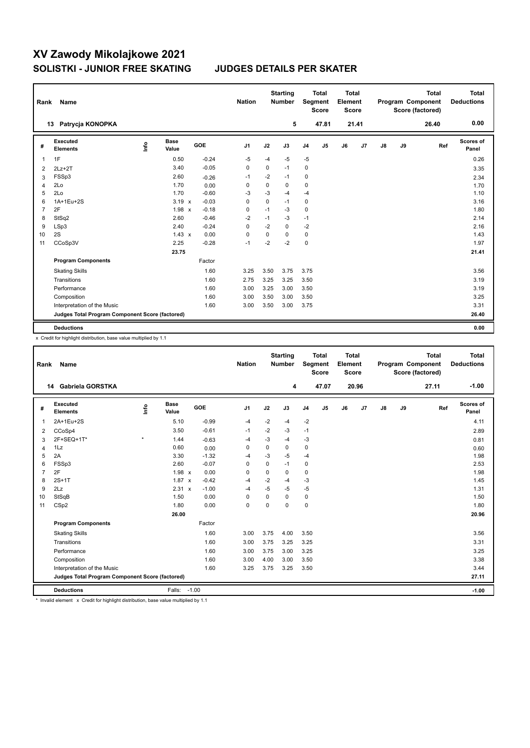# XV Zawody Mikolajkowe 2021

## SOLISTKI - JUNIOR FREE SKATING JUDGES DETAILS PER SKATER

| Rank | Name | Nation | Starting Number | Total Segment Score | Total Element Score | Total Program Component Score (factored) | Total Deductions |
|---|---|---|---|---|---|---|---|
| 13 | Patrycja KONOPKA | | 5 | 47.81 | 21.41 | 26.40 | 0.00 |

| # | Executed Elements | Info | Base Value | | GOE | J1 | J2 | J3 | J4 | J5 | J6 | J7 | J8 | J9 | Ref | Scores of Panel |
|---|---|---|---|---|---|---|---|---|---|---|---|---|---|---|---|---|
| 1 | 1F | | 0.50 | | -0.24 | -5 | -4 | -5 | -5 | | | | | | | 0.26 |
| 2 | 2Lz+2T | | 3.40 | | -0.05 | 0 | 0 | -1 | 0 | | | | | | | 3.35 |
| 3 | FSSp3 | | 2.60 | | -0.26 | -1 | -2 | -1 | 0 | | | | | | | 2.34 |
| 4 | 2Lo | | 1.70 | | 0.00 | 0 | 0 | 0 | 0 | | | | | | | 1.70 |
| 5 | 2Lo | | 1.70 | | -0.60 | -3 | -3 | -4 | -4 | | | | | | | 1.10 |
| 6 | 1A+1Eu+2S | | 3.19 | x | -0.03 | 0 | 0 | -1 | 0 | | | | | | | 3.16 |
| 7 | 2F | | 1.98 | x | -0.18 | 0 | -1 | -3 | 0 | | | | | | | 1.80 |
| 8 | StSq2 | | 2.60 | | -0.46 | -2 | -1 | -3 | -1 | | | | | | | 2.14 |
| 9 | LSp3 | | 2.40 | | -0.24 | 0 | -2 | 0 | -2 | | | | | | | 2.16 |
| 10 | 2S | | 1.43 | x | 0.00 | 0 | 0 | 0 | 0 | | | | | | | 1.43 |
| 11 | CCoSp3V | | 2.25 | | -0.28 | -1 | -2 | -2 | 0 | | | | | | | 1.97 |
| | | | 23.75 | | | | | | | | | | | | | 21.41 |
| | **Program Components** | | | | Factor | | | | | | | | | | | |
| | Skating Skills | | | | 1.60 | 3.25 | 3.50 | 3.75 | 3.75 | | | | | | | 3.56 |
| | Transitions | | | | 1.60 | 2.75 | 3.25 | 3.25 | 3.50 | | | | | | | 3.19 |
| | Performance | | | | 1.60 | 3.00 | 3.25 | 3.00 | 3.50 | | | | | | | 3.19 |
| | Composition | | | | 1.60 | 3.00 | 3.50 | 3.00 | 3.50 | | | | | | | 3.25 |
| | Interpretation of the Music | | | | 1.60 | 3.00 | 3.50 | 3.00 | 3.75 | | | | | | | 3.31 |
| | **Judges Total Program Component Score (factored)** | | | | | | | | | | | | | | | 26.40 |
| | **Deductions** | | | | | | | | | | | | | | | 0.00 |

x Credit for highlight distribution, base value multiplied by 1.1

| Rank | Name | Nation | Starting Number | Total Segment Score | Total Element Score | Total Program Component Score (factored) | Total Deductions |
|---|---|---|---|---|---|---|---|
| 14 | Gabriela GORSTKA | | 4 | 47.07 | 20.96 | 27.11 | -1.00 |

| # | Executed Elements | Info | Base Value | | GOE | J1 | J2 | J3 | J4 | J5 | J6 | J7 | J8 | J9 | Ref | Scores of Panel |
|---|---|---|---|---|---|---|---|---|---|---|---|---|---|---|---|---|
| 1 | 2A+1Eu+2S | | 5.10 | | -0.99 | -4 | -2 | -4 | -2 | | | | | | | 4.11 |
| 2 | CCoSp4 | | 3.50 | | -0.61 | -1 | -2 | -3 | -1 | | | | | | | 2.89 |
| 3 | 2F+SEQ+1T* | * | 1.44 | | -0.63 | -4 | -3 | -4 | -3 | | | | | | | 0.81 |
| 4 | 1Lz | | 0.60 | | 0.00 | 0 | 0 | 0 | 0 | | | | | | | 0.60 |
| 5 | 2A | | 3.30 | | -1.32 | -4 | -3 | -5 | -4 | | | | | | | 1.98 |
| 6 | FSSp3 | | 2.60 | | -0.07 | 0 | 0 | -1 | 0 | | | | | | | 2.53 |
| 7 | 2F | | 1.98 | x | 0.00 | 0 | 0 | 0 | 0 | | | | | | | 1.98 |
| 8 | 2S+1T | | 1.87 | x | -0.42 | -4 | -2 | -4 | -3 | | | | | | | 1.45 |
| 9 | 2Lz | | 2.31 | x | -1.00 | -4 | -5 | -5 | -5 | | | | | | | 1.31 |
| 10 | StSqB | | 1.50 | | 0.00 | 0 | 0 | 0 | 0 | | | | | | | 1.50 |
| 11 | CSp2 | | 1.80 | | 0.00 | 0 | 0 | 0 | 0 | | | | | | | 1.80 |
| | | | 26.00 | | | | | | | | | | | | | 20.96 |
| | **Program Components** | | | | Factor | | | | | | | | | | | |
| | Skating Skills | | | | 1.60 | 3.00 | 3.75 | 4.00 | 3.50 | | | | | | | 3.56 |
| | Transitions | | | | 1.60 | 3.00 | 3.75 | 3.25 | 3.25 | | | | | | | 3.31 |
| | Performance | | | | 1.60 | 3.00 | 3.75 | 3.00 | 3.25 | | | | | | | 3.25 |
| | Composition | | | | 1.60 | 3.00 | 4.00 | 3.00 | 3.50 | | | | | | | 3.38 |
| | Interpretation of the Music | | | | 1.60 | 3.25 | 3.75 | 3.25 | 3.50 | | | | | | | 3.44 |
| | **Judges Total Program Component Score (factored)** | | | | | | | | | | | | | | | 27.11 |
| | **Deductions** | | Falls: -1.00 | | | | | | | | | | | | | -1.00 |

\* Invalid element x Credit for highlight distribution, base value multiplied by 1.1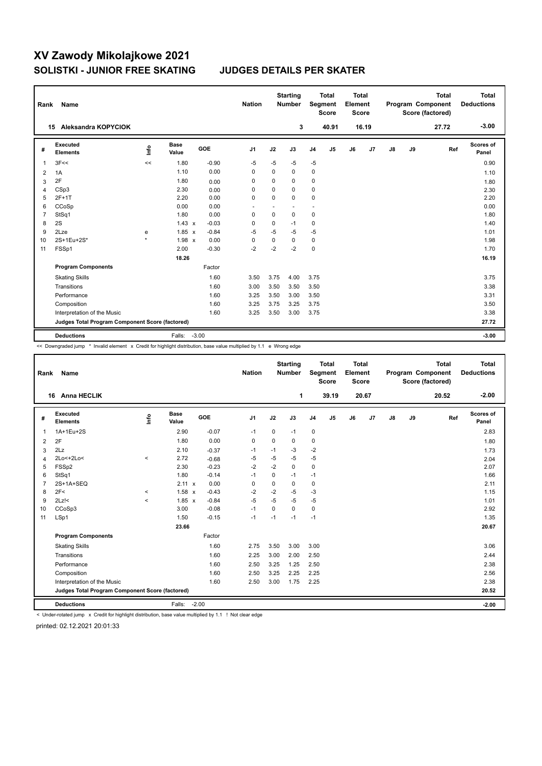# XV Zawody Mikolajkowe 2021

## SOLISTKI - JUNIOR FREE SKATING JUDGES DETAILS PER SKATER

| Rank | Name | Nation | Starting Number | Total Segment Score | Total Element Score | Total Program Component Score (factored) | Total Deductions |
|---|---|---|---|---|---|---|---|
| 15 | Aleksandra KOPYCIOK | | 3 | 40.91 | 16.19 | 27.72 | -3.00 |

| # | Executed Elements | Info | Base Value | | GOE | J1 | J2 | J3 | J4 | J5 | J6 | J7 | J8 | J9 | Ref | Scores of Panel |
|---|---|---|---|---|---|---|---|---|---|---|---|---|---|---|---|---|
| 1 | 3F<< | << | 1.80 | | -0.90 | -5 | -5 | -5 | -5 | | | | | | | 0.90 |
| 2 | 1A | | 1.10 | | 0.00 | 0 | 0 | 0 | 0 | | | | | | | 1.10 |
| 3 | 2F | | 1.80 | | 0.00 | 0 | 0 | 0 | 0 | | | | | | | 1.80 |
| 4 | CSp3 | | 2.30 | | 0.00 | 0 | 0 | 0 | 0 | | | | | | | 2.30 |
| 5 | 2F+1T | | 2.20 | | 0.00 | 0 | 0 | 0 | 0 | | | | | | | 2.20 |
| 6 | CCoSp | | 0.00 | | 0.00 | - | - | - | - | | | | | | | 0.00 |
| 7 | StSq1 | | 1.80 | | 0.00 | 0 | 0 | 0 | 0 | | | | | | | 1.80 |
| 8 | 2S | | 1.43 | x | -0.03 | 0 | 0 | -1 | 0 | | | | | | | 1.40 |
| 9 | 2Lze | e | 1.85 | x | -0.84 | -5 | -5 | -5 | -5 | | | | | | | 1.01 |
| 10 | 2S+1Eu+2S* | * | 1.98 | x | 0.00 | 0 | 0 | 0 | 0 | | | | | | | 1.98 |
| 11 | FSSp1 | | 2.00 | | -0.30 | -2 | -2 | -2 | 0 | | | | | | | 1.70 |
| | | | 18.26 | | | | | | | | | | | | | 16.19 |
| | **Program Components** | | | | Factor | | | | | | | | | | | |
| | Skating Skills | | | | 1.60 | 3.50 | 3.75 | 4.00 | 3.75 | | | | | | | 3.75 |
| | Transitions | | | | 1.60 | 3.00 | 3.50 | 3.50 | 3.50 | | | | | | | 3.38 |
| | Performance | | | | 1.60 | 3.25 | 3.50 | 3.00 | 3.50 | | | | | | | 3.31 |
| | Composition | | | | 1.60 | 3.25 | 3.75 | 3.25 | 3.75 | | | | | | | 3.50 |
| | Interpretation of the Music | | | | 1.60 | 3.25 | 3.50 | 3.00 | 3.75 | | | | | | | 3.38 |
| | **Judges Total Program Component Score (factored)** | | | | | | | | | | | | | | | 27.72 |
| | **Deductions** | | Falls: | | -3.00 | | | | | | | | | | | -3.00 |

<< Downgraded jump * Invalid element x Credit for highlight distribution, base value multiplied by 1.1 e Wrong edge

| Rank | Name | Nation | Starting Number | Total Segment Score | Total Element Score | Total Program Component Score (factored) | Total Deductions |
|---|---|---|---|---|---|---|---|
| 16 | Anna HECLIK | | 1 | 39.19 | 20.67 | 20.52 | -2.00 |

| # | Executed Elements | Info | Base Value | | GOE | J1 | J2 | J3 | J4 | J5 | J6 | J7 | J8 | J9 | Ref | Scores of Panel |
|---|---|---|---|---|---|---|---|---|---|---|---|---|---|---|---|---|
| 1 | 1A+1Eu+2S | | 2.90 | | -0.07 | -1 | 0 | -1 | 0 | | | | | | | 2.83 |
| 2 | 2F | | 1.80 | | 0.00 | 0 | 0 | 0 | 0 | | | | | | | 1.80 |
| 3 | 2Lz | | 2.10 | | -0.37 | -1 | -1 | -3 | -2 | | | | | | | 1.73 |
| 4 | 2Lo<+2Lo< | < | 2.72 | | -0.68 | -5 | -5 | -5 | -5 | | | | | | | 2.04 |
| 5 | FSSp2 | | 2.30 | | -0.23 | -2 | -2 | 0 | 0 | | | | | | | 2.07 |
| 6 | StSq1 | | 1.80 | | -0.14 | -1 | 0 | -1 | -1 | | | | | | | 1.66 |
| 7 | 2S+1A+SEQ | | 2.11 | x | 0.00 | 0 | 0 | 0 | 0 | | | | | | | 2.11 |
| 8 | 2F< | < | 1.58 | x | -0.43 | -2 | -2 | -5 | -3 | | | | | | | 1.15 |
| 9 | 2Lz!< | < | 1.85 | x | -0.84 | -5 | -5 | -5 | -5 | | | | | | | 1.01 |
| 10 | CCoSp3 | | 3.00 | | -0.08 | -1 | 0 | 0 | 0 | | | | | | | 2.92 |
| 11 | LSp1 | | 1.50 | | -0.15 | -1 | -1 | -1 | -1 | | | | | | | 1.35 |
| | | | 23.66 | | | | | | | | | | | | | 20.67 |
| | **Program Components** | | | | Factor | | | | | | | | | | | |
| | Skating Skills | | | | 1.60 | 2.75 | 3.50 | 3.00 | 3.00 | | | | | | | 3.06 |
| | Transitions | | | | 1.60 | 2.25 | 3.00 | 2.00 | 2.50 | | | | | | | 2.44 |
| | Performance | | | | 1.60 | 2.50 | 3.25 | 1.25 | 2.50 | | | | | | | 2.38 |
| | Composition | | | | 1.60 | 2.50 | 3.25 | 2.25 | 2.25 | | | | | | | 2.56 |
| | Interpretation of the Music | | | | 1.60 | 2.50 | 3.00 | 1.75 | 2.25 | | | | | | | 2.38 |
| | **Judges Total Program Component Score (factored)** | | | | | | | | | | | | | | | 20.52 |
| | **Deductions** | | Falls: | | -2.00 | | | | | | | | | | | -2.00 |

< Under-rotated jump x Credit for highlight distribution, base value multiplied by 1.1 ! Not clear edge

printed: 02.12.2021 20:01:33